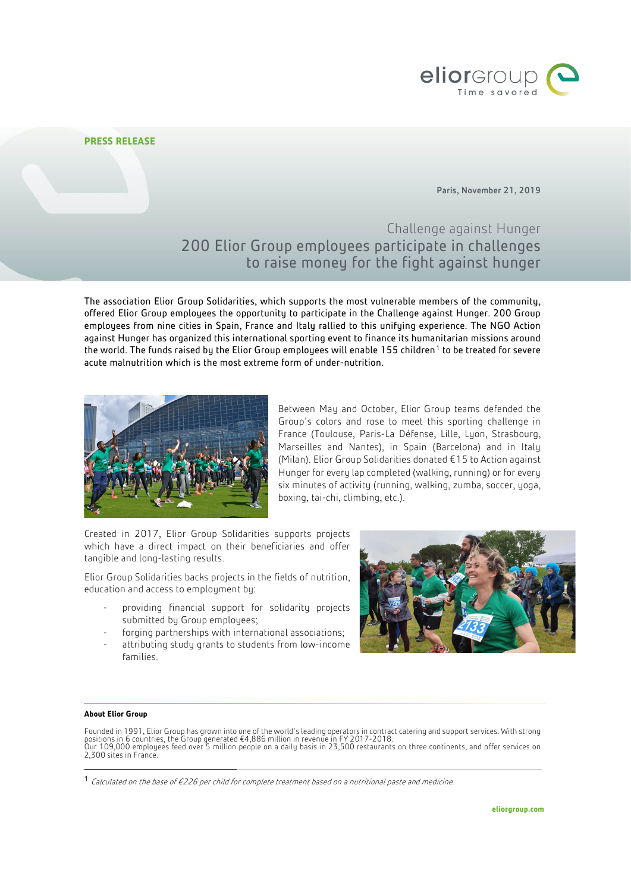**PRESS RELEASE**

Paris, November 21, 2019

# Challenge against Hunger

## 200 Elior Group employees participate in challenges to raise money for the fight against hunger

The association Elior Group Solidarities, which supports the most vulnerable members of the community, offered Elior Group employees the opportunity to participate in the Challenge against Hunger. 200 Group employees from nine cities in Spain, France and Italy rallied to this unifying experience. The NGO Action against Hunger has organized this international sporting event to finance its humanitarian missions around the world. The funds raised by the Elior Group employees will enable 155 children[1] to be treated for severe acute malnutrition which is the most extreme form of under-nutrition.

Between May and October, Elior Group teams defended the Group's colors and rose to meet this sporting challenge in France (Toulouse, Paris-La Défense, Lille, Lyon, Strasbourg, Marseilles and Nantes), in Spain (Barcelona) and in Italy (Milan). Elior Group Solidarities donated €15 to Action against Hunger for every lap completed (walking, running) or for every six minutes of activity (running, walking, zumba, soccer, yoga, boxing, tai-chi, climbing, etc.).

Created in 2017, Elior Group Solidarities supports projects which have a direct impact on their beneficiaries and offer tangible and long-lasting results.

Elior Group Solidarities backs projects in the fields of nutrition, education and access to employment by:

- providing financial support for solidarity projects submitted by Group employees;
- forging partnerships with international associations;
- attributing study grants to students from low-income families.

**About Elior Group**

Founded in 1991, Elior Group has grown into one of the world's leading operators in contract catering and support services. With strong positions in 6 countries, the Group generated €4,886 million in revenue in FY 2017-2018.
Our 109,000 employees feed over 5 million people on a daily basis in 23,500 restaurants on three continents, and offer services on 2,300 sites in France.

[1] *Calculated on the base of €226 per child for complete treatment based on a nutritional paste and medicine.*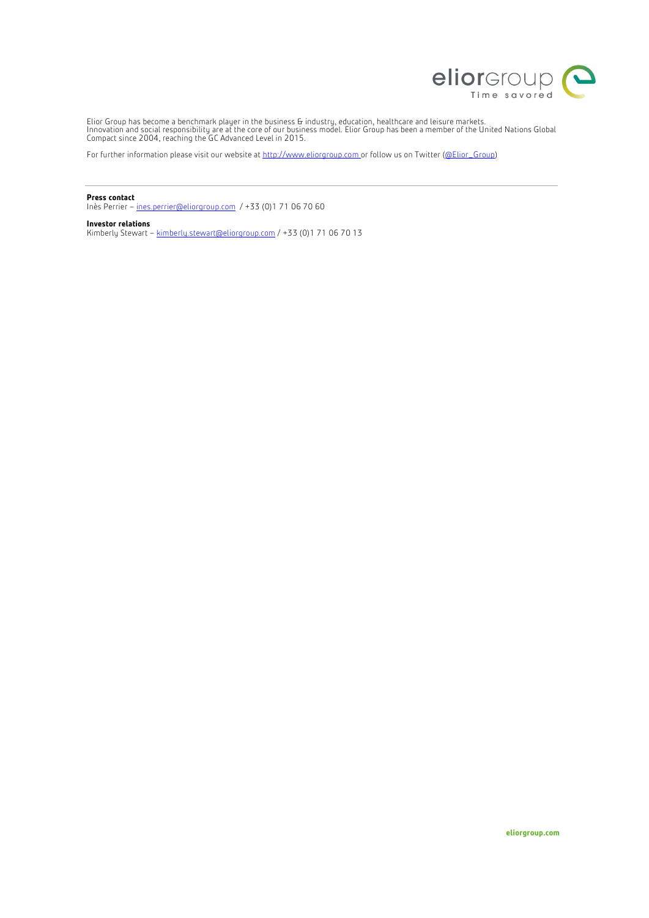Elior Group has become a benchmark player in the business & industry, education, healthcare and leisure markets.
Innovation and social responsibility are at the core of our business model. Elior Group has been a member of the United Nations Global Compact since 2004, reaching the GC Advanced Level in 2015.

For further information please visit our website at http://www.eliorgroup.com or follow us on Twitter (@Elior_Group)

---

**Press contact**
Inès Perrier – ines.perrier@eliorgroup.com / +33 (0)1 71 06 70 60

**Investor relations**
Kimberly Stewart – kimberly.stewart@eliorgroup.com / +33 (0)1 71 06 70 13